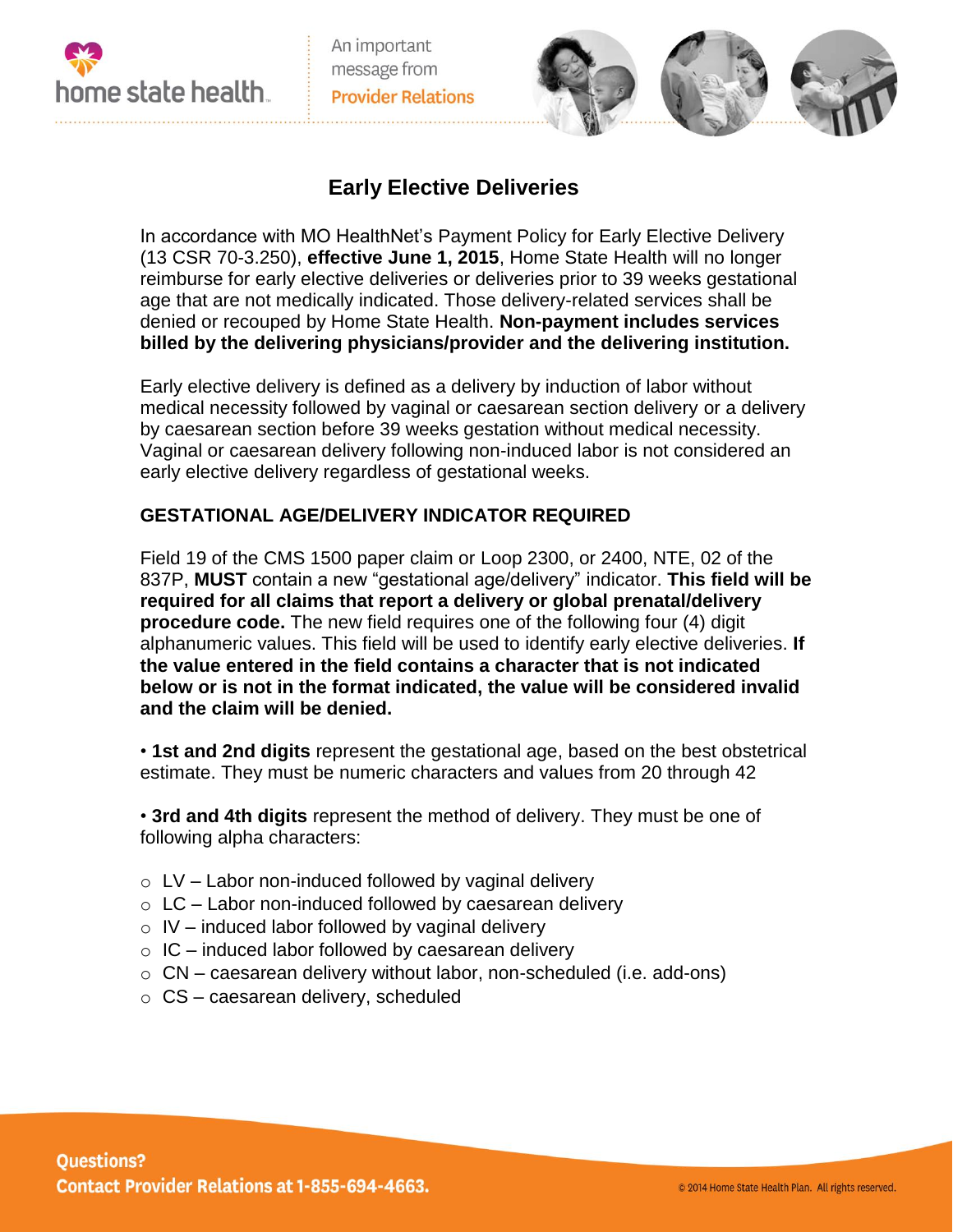home state health

An important message from Provider Relations

# Early Elective Deliveries

In accordance with MO HealthNet's Payment Policy for Early Elective Delivery (13 CSR 70-3.250), **effective June 1, 2015**, Home State Health will no longer reimburse for early elective deliveries or deliveries prior to 39 weeks gestational age that are not medically indicated. Those delivery-related services shall be denied or recouped by Home State Health. **Non-payment includes services billed by the delivering physicians/provider and the delivering institution.**

Early elective delivery is defined as a delivery by induction of labor without medical necessity followed by vaginal or caesarean section delivery or a delivery by caesarean section before 39 weeks gestation without medical necessity. Vaginal or caesarean delivery following non-induced labor is not considered an early elective delivery regardless of gestational weeks.

## GESTATIONAL AGE/DELIVERY INDICATOR REQUIRED

Field 19 of the CMS 1500 paper claim or Loop 2300, or 2400, NTE, 02 of the 837P, **MUST** contain a new "gestational age/delivery" indicator. **This field will be required for all claims that report a delivery or global prenatal/delivery procedure code.** The new field requires one of the following four (4) digit alphanumeric values. This field will be used to identify early elective deliveries. **If the value entered in the field contains a character that is not indicated below or is not in the format indicated, the value will be considered invalid and the claim will be denied.**

- **1st and 2nd digits** represent the gestational age, based on the best obstetrical estimate. They must be numeric characters and values from 20 through 42

- **3rd and 4th digits** represent the method of delivery. They must be one of following alpha characters:

  - LV – Labor non-induced followed by vaginal delivery
  - LC – Labor non-induced followed by caesarean delivery
  - IV – induced labor followed by vaginal delivery
  - IC – induced labor followed by caesarean delivery
  - CN – caesarean delivery without labor, non-scheduled (i.e. add-ons)
  - CS – caesarean delivery, scheduled

**Questions?**
**Contact Provider Relations at 1-855-694-4663.**

© 2014 Home State Health Plan. All rights reserved.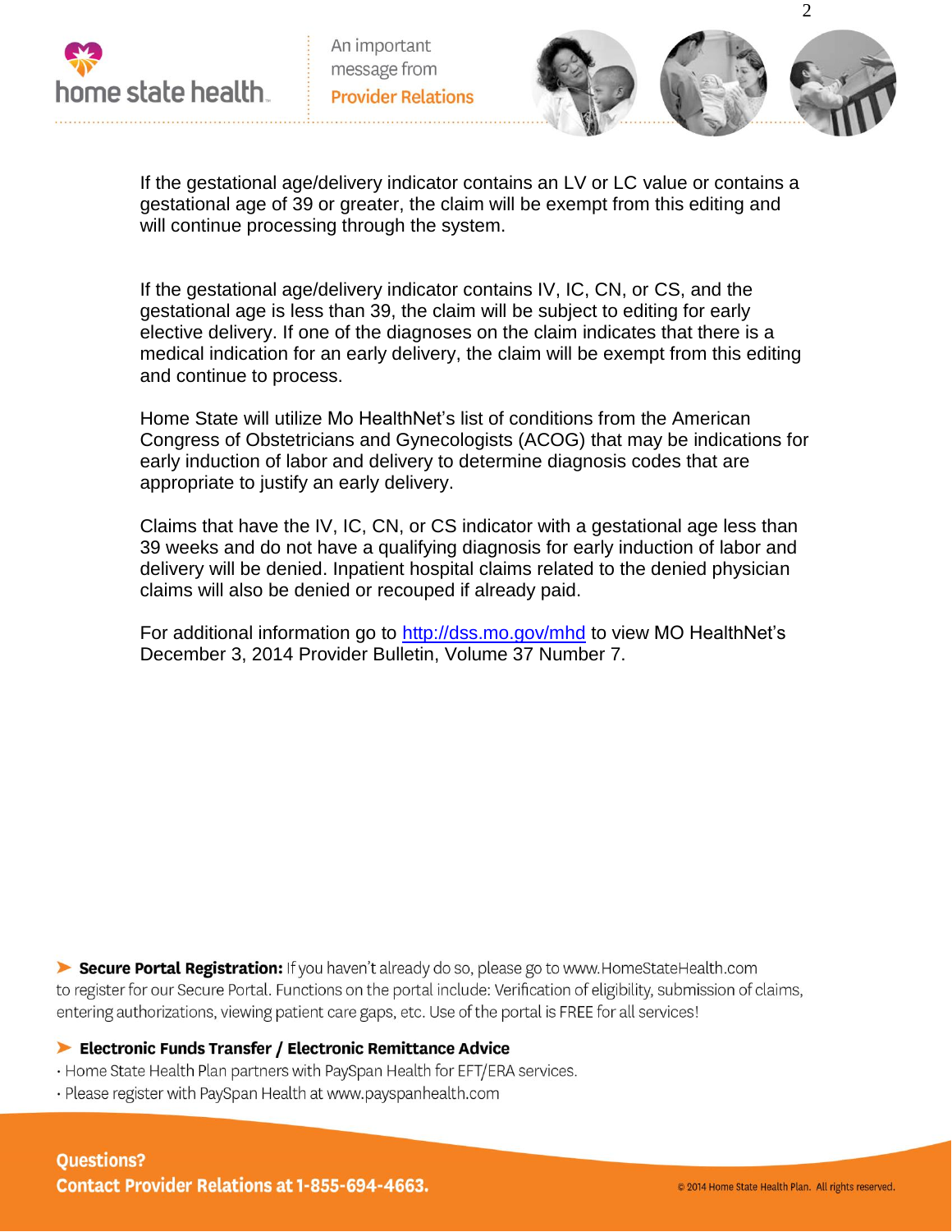If the gestational age/delivery indicator contains an LV or LC value or contains a gestational age of 39 or greater, the claim will be exempt from this editing and will continue processing through the system.

If the gestational age/delivery indicator contains IV, IC, CN, or CS, and the gestational age is less than 39, the claim will be subject to editing for early elective delivery. If one of the diagnoses on the claim indicates that there is a medical indication for an early delivery, the claim will be exempt from this editing and continue to process.

Home State will utilize Mo HealthNet's list of conditions from the American Congress of Obstetricians and Gynecologists (ACOG) that may be indications for early induction of labor and delivery to determine diagnosis codes that are appropriate to justify an early delivery.

Claims that have the IV, IC, CN, or CS indicator with a gestational age less than 39 weeks and do not have a qualifying diagnosis for early induction of labor and delivery will be denied. Inpatient hospital claims related to the denied physician claims will also be denied or recouped if already paid.

For additional information go to [http://dss.mo.gov/mhd](http://dss.mo.gov/mhd) to view MO HealthNet's December 3, 2014 Provider Bulletin, Volume 37 Number 7.

➤ **Secure Portal Registration:** If you haven't already do so, please go to www.HomeStateHealth.com to register for our Secure Portal. Functions on the portal include: Verification of eligibility, submission of claims, entering authorizations, viewing patient care gaps, etc. Use of the portal is FREE for all services!

➤ **Electronic Funds Transfer / Electronic Remittance Advice**

- Home State Health Plan partners with PaySpan Health for EFT/ERA services.
- Please register with PaySpan Health at www.payspanhealth.com

**Questions?**
**Contact Provider Relations at 1-855-694-4663.**

© 2014 Home State Health Plan. All rights reserved.